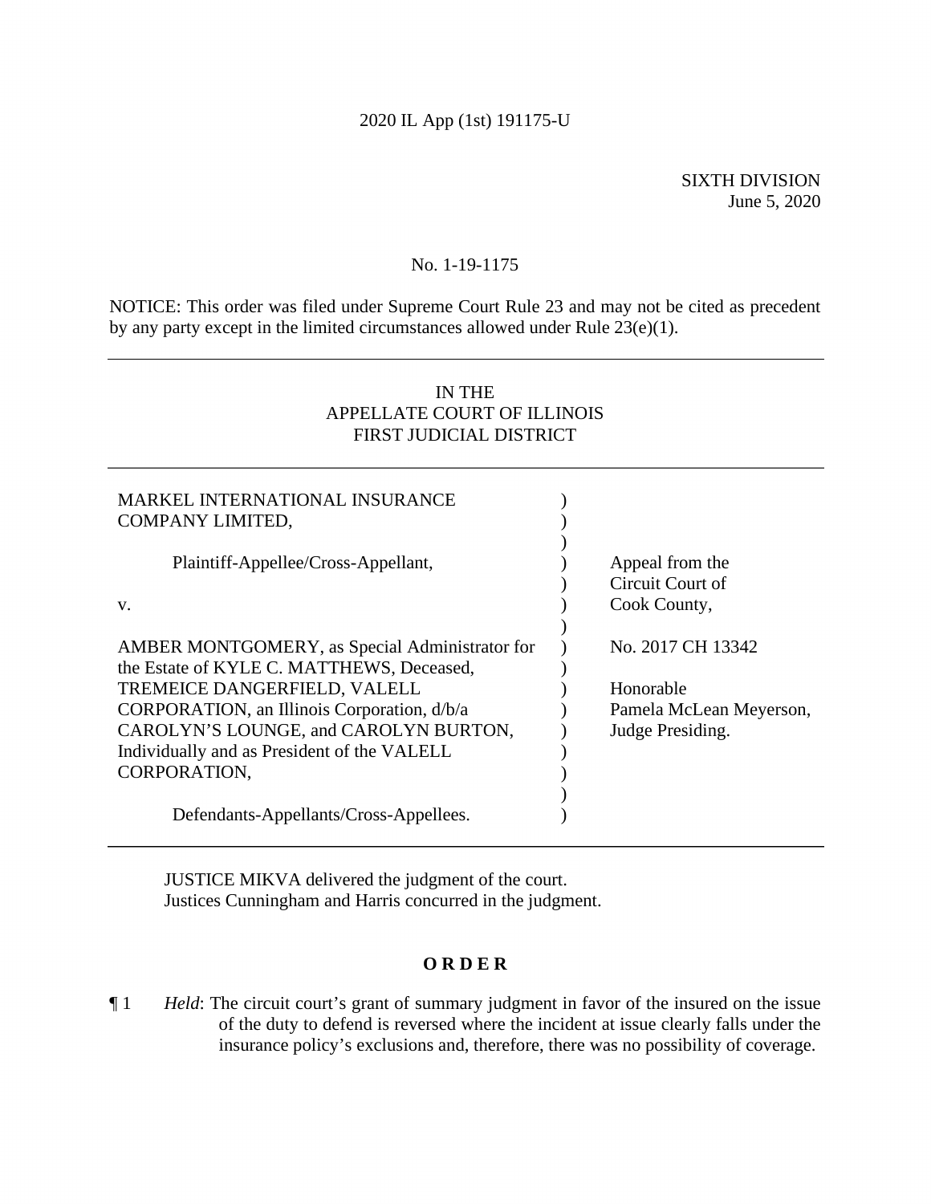2020 IL App (1st) 191175-U

SIXTH DIVISION
June 5, 2020

No. 1-19-1175

NOTICE: This order was filed under Supreme Court Rule 23 and may not be cited as precedent by any party except in the limited circumstances allowed under Rule 23(e)(1).

---

IN THE
APPELLATE COURT OF ILLINOIS
FIRST JUDICIAL DISTRICT

---

| | | |
|---|---|---|
| MARKEL INTERNATIONAL INSURANCE COMPANY LIMITED, | ) | |
| Plaintiff-Appellee/Cross-Appellant, | ) | Appeal from the Circuit Court of Cook County, |
| v. | ) | |
| AMBER MONTGOMERY, as Special Administrator for the Estate of KYLE C. MATTHEWS, Deceased, TREMEICE DANGERFIELD, VALELL CORPORATION, an Illinois Corporation, d/b/a CAROLYN'S LOUNGE, and CAROLYN BURTON, Individually and as President of the VALELL CORPORATION, | ) | No. 2017 CH 13342<br><br>Honorable Pamela McLean Meyerson, Judge Presiding. |
| Defendants-Appellants/Cross-Appellees. | ) | |

---

JUSTICE MIKVA delivered the judgment of the court.
Justices Cunningham and Harris concurred in the judgment.

**O R D E R**

¶ 1 *Held*: The circuit court's grant of summary judgment in favor of the insured on the issue of the duty to defend is reversed where the incident at issue clearly falls under the insurance policy's exclusions and, therefore, there was no possibility of coverage.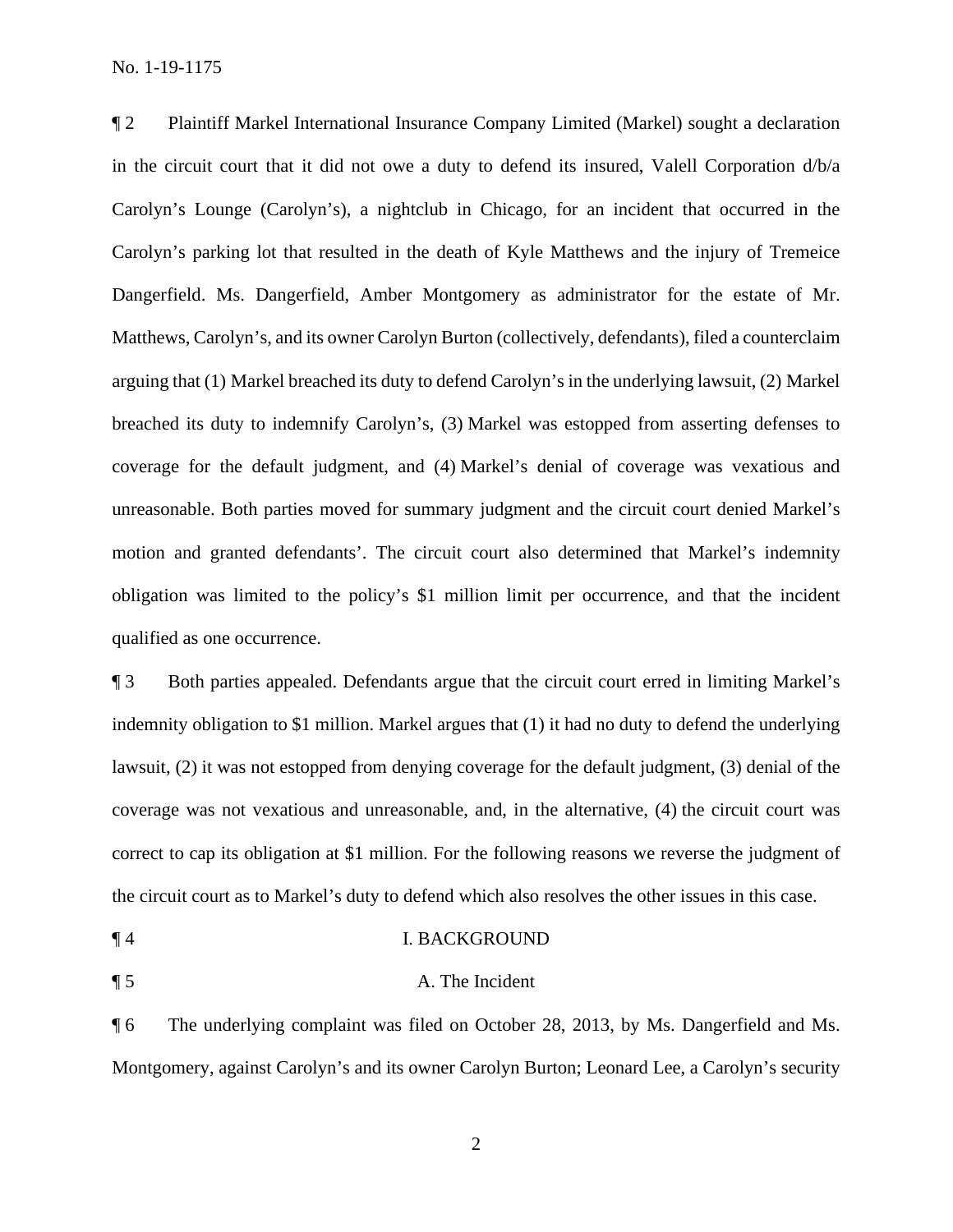¶ 2 Plaintiff Markel International Insurance Company Limited (Markel) sought a declaration in the circuit court that it did not owe a duty to defend its insured, Valell Corporation d/b/a Carolyn's Lounge (Carolyn's), a nightclub in Chicago, for an incident that occurred in the Carolyn's parking lot that resulted in the death of Kyle Matthews and the injury of Tremeice Dangerfield. Ms. Dangerfield, Amber Montgomery as administrator for the estate of Mr. Matthews, Carolyn's, and its owner Carolyn Burton (collectively, defendants), filed a counterclaim arguing that (1) Markel breached its duty to defend Carolyn's in the underlying lawsuit, (2) Markel breached its duty to indemnify Carolyn's, (3) Markel was estopped from asserting defenses to coverage for the default judgment, and (4) Markel's denial of coverage was vexatious and unreasonable. Both parties moved for summary judgment and the circuit court denied Markel's motion and granted defendants'. The circuit court also determined that Markel's indemnity obligation was limited to the policy's $1 million limit per occurrence, and that the incident qualified as one occurrence.

¶ 3 Both parties appealed. Defendants argue that the circuit court erred in limiting Markel's indemnity obligation to $1 million. Markel argues that (1) it had no duty to defend the underlying lawsuit, (2) it was not estopped from denying coverage for the default judgment, (3) denial of the coverage was not vexatious and unreasonable, and, in the alternative, (4) the circuit court was correct to cap its obligation at $1 million. For the following reasons we reverse the judgment of the circuit court as to Markel's duty to defend which also resolves the other issues in this case.

## ¶ 4 I. BACKGROUND

### ¶ 5 A. The Incident

¶ 6 The underlying complaint was filed on October 28, 2013, by Ms. Dangerfield and Ms. Montgomery, against Carolyn's and its owner Carolyn Burton; Leonard Lee, a Carolyn's security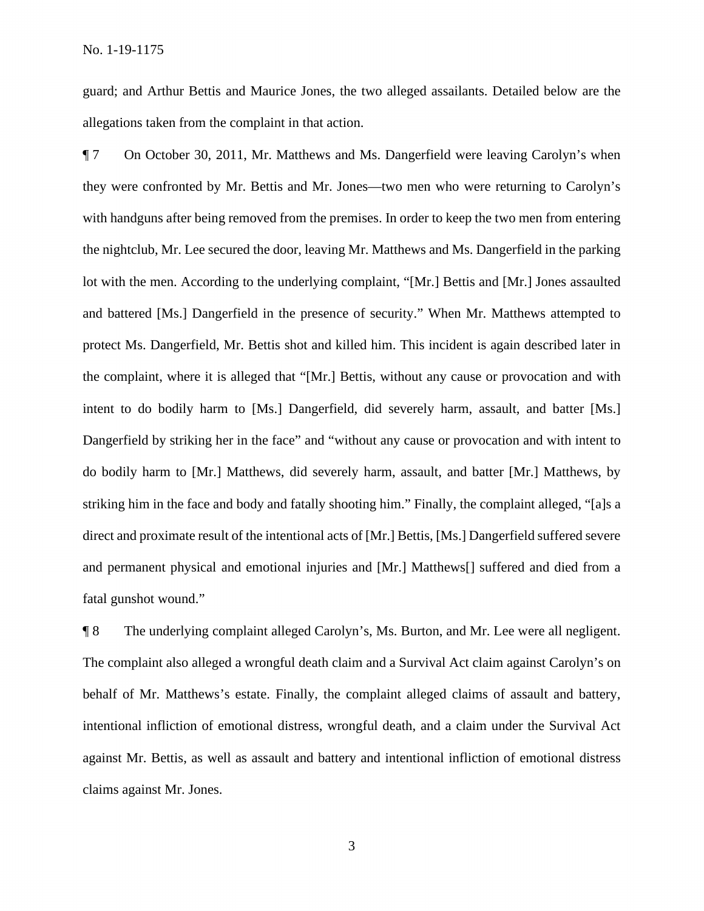guard; and Arthur Bettis and Maurice Jones, the two alleged assailants. Detailed below are the allegations taken from the complaint in that action.

¶ 7 On October 30, 2011, Mr. Matthews and Ms. Dangerfield were leaving Carolyn's when they were confronted by Mr. Bettis and Mr. Jones—two men who were returning to Carolyn's with handguns after being removed from the premises. In order to keep the two men from entering the nightclub, Mr. Lee secured the door, leaving Mr. Matthews and Ms. Dangerfield in the parking lot with the men. According to the underlying complaint, "[Mr.] Bettis and [Mr.] Jones assaulted and battered [Ms.] Dangerfield in the presence of security." When Mr. Matthews attempted to protect Ms. Dangerfield, Mr. Bettis shot and killed him. This incident is again described later in the complaint, where it is alleged that "[Mr.] Bettis, without any cause or provocation and with intent to do bodily harm to [Ms.] Dangerfield, did severely harm, assault, and batter [Ms.] Dangerfield by striking her in the face" and "without any cause or provocation and with intent to do bodily harm to [Mr.] Matthews, did severely harm, assault, and batter [Mr.] Matthews, by striking him in the face and body and fatally shooting him." Finally, the complaint alleged, "[a]s a direct and proximate result of the intentional acts of [Mr.] Bettis, [Ms.] Dangerfield suffered severe and permanent physical and emotional injuries and [Mr.] Matthews[] suffered and died from a fatal gunshot wound."

¶ 8 The underlying complaint alleged Carolyn's, Ms. Burton, and Mr. Lee were all negligent. The complaint also alleged a wrongful death claim and a Survival Act claim against Carolyn's on behalf of Mr. Matthews's estate. Finally, the complaint alleged claims of assault and battery, intentional infliction of emotional distress, wrongful death, and a claim under the Survival Act against Mr. Bettis, as well as assault and battery and intentional infliction of emotional distress claims against Mr. Jones.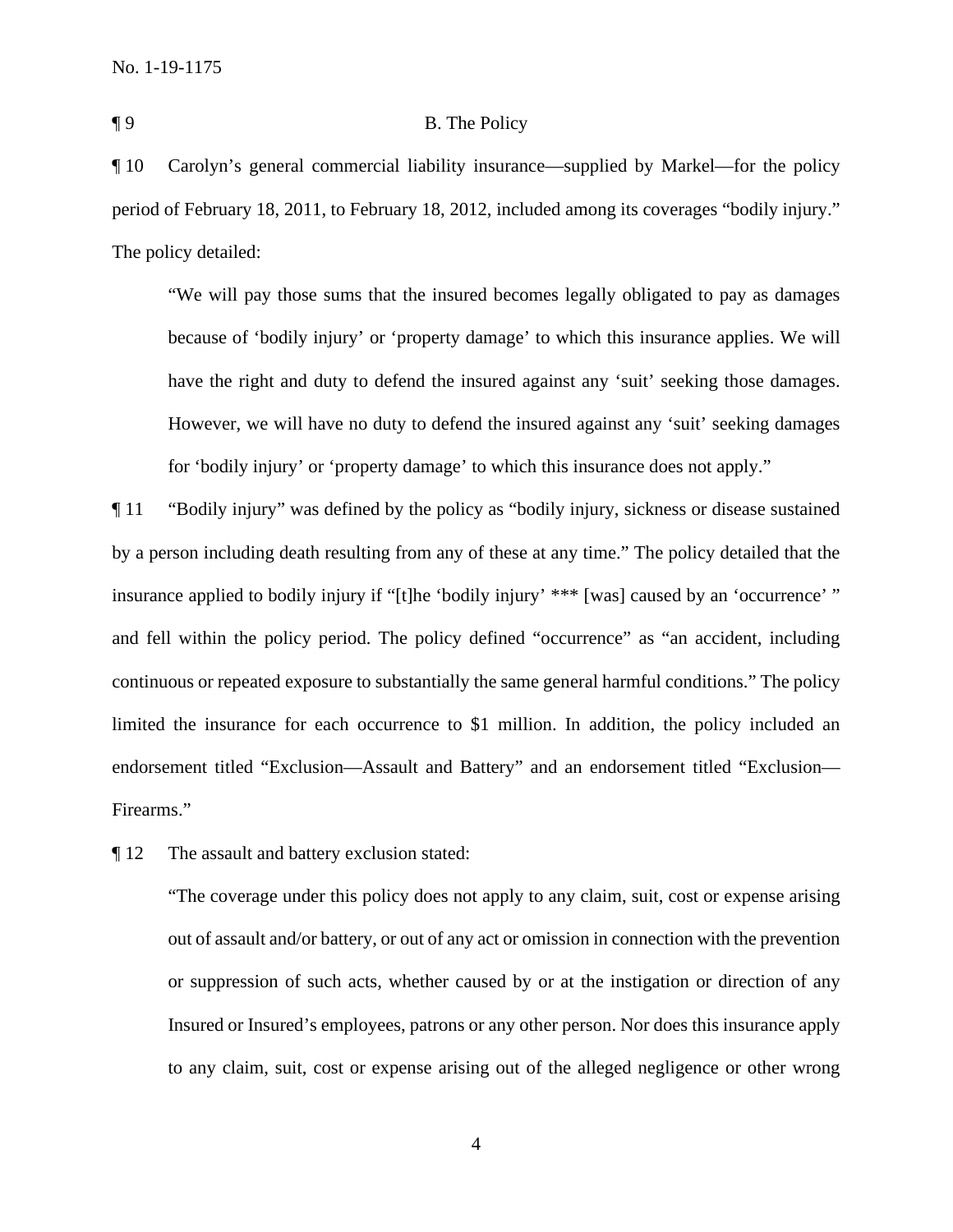¶ 9 B. The Policy

¶ 10 Carolyn's general commercial liability insurance—supplied by Markel—for the policy period of February 18, 2011, to February 18, 2012, included among its coverages "bodily injury." The policy detailed:

> "We will pay those sums that the insured becomes legally obligated to pay as damages because of 'bodily injury' or 'property damage' to which this insurance applies. We will have the right and duty to defend the insured against any 'suit' seeking those damages. However, we will have no duty to defend the insured against any 'suit' seeking damages for 'bodily injury' or 'property damage' to which this insurance does not apply."

¶ 11 "Bodily injury" was defined by the policy as "bodily injury, sickness or disease sustained by a person including death resulting from any of these at any time." The policy detailed that the insurance applied to bodily injury if "[t]he 'bodily injury' *** [was] caused by an 'occurrence' " and fell within the policy period. The policy defined "occurrence" as "an accident, including continuous or repeated exposure to substantially the same general harmful conditions." The policy limited the insurance for each occurrence to $1 million. In addition, the policy included an endorsement titled "Exclusion—Assault and Battery" and an endorsement titled "Exclusion—Firearms."

¶ 12 The assault and battery exclusion stated:

> "The coverage under this policy does not apply to any claim, suit, cost or expense arising out of assault and/or battery, or out of any act or omission in connection with the prevention or suppression of such acts, whether caused by or at the instigation or direction of any Insured or Insured's employees, patrons or any other person. Nor does this insurance apply to any claim, suit, cost or expense arising out of the alleged negligence or other wrong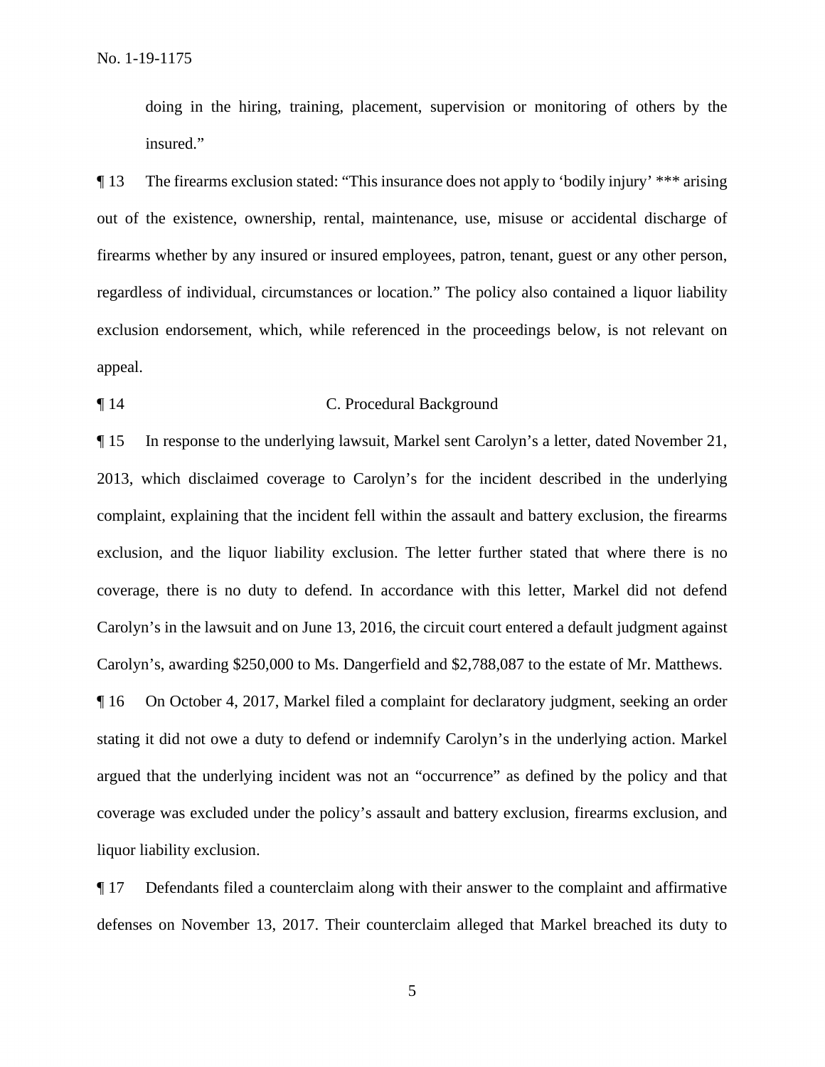doing in the hiring, training, placement, supervision or monitoring of others by the insured."

¶ 13 The firearms exclusion stated: "This insurance does not apply to 'bodily injury' *** arising out of the existence, ownership, rental, maintenance, use, misuse or accidental discharge of firearms whether by any insured or insured employees, patron, tenant, guest or any other person, regardless of individual, circumstances or location." The policy also contained a liquor liability exclusion endorsement, which, while referenced in the proceedings below, is not relevant on appeal.

¶ 14 C. Procedural Background

¶ 15 In response to the underlying lawsuit, Markel sent Carolyn's a letter, dated November 21, 2013, which disclaimed coverage to Carolyn's for the incident described in the underlying complaint, explaining that the incident fell within the assault and battery exclusion, the firearms exclusion, and the liquor liability exclusion. The letter further stated that where there is no coverage, there is no duty to defend. In accordance with this letter, Markel did not defend Carolyn's in the lawsuit and on June 13, 2016, the circuit court entered a default judgment against Carolyn's, awarding $250,000 to Ms. Dangerfield and $2,788,087 to the estate of Mr. Matthews.

¶ 16 On October 4, 2017, Markel filed a complaint for declaratory judgment, seeking an order stating it did not owe a duty to defend or indemnify Carolyn's in the underlying action. Markel argued that the underlying incident was not an "occurrence" as defined by the policy and that coverage was excluded under the policy's assault and battery exclusion, firearms exclusion, and liquor liability exclusion.

¶ 17 Defendants filed a counterclaim along with their answer to the complaint and affirmative defenses on November 13, 2017. Their counterclaim alleged that Markel breached its duty to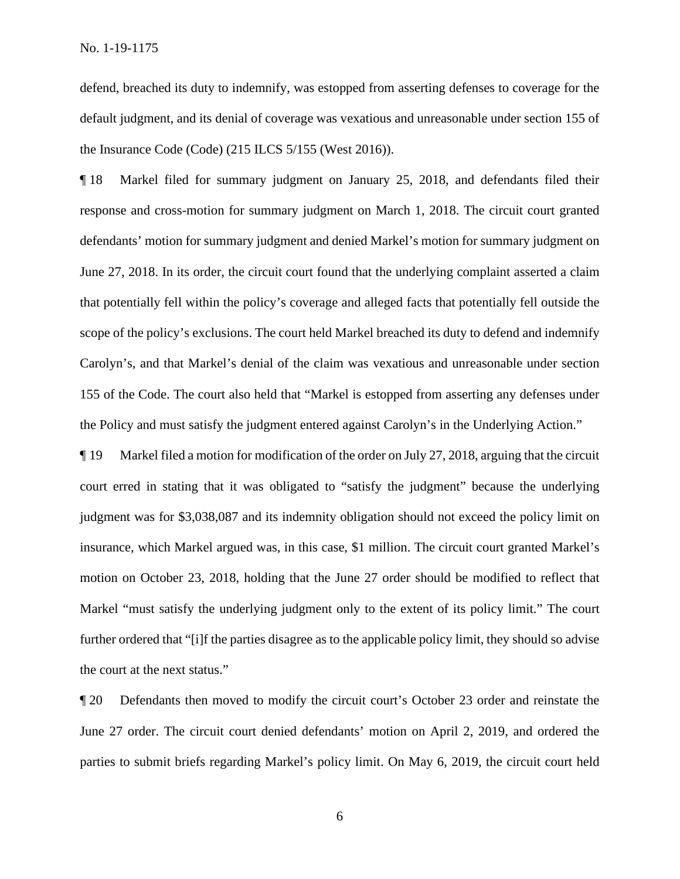defend, breached its duty to indemnify, was estopped from asserting defenses to coverage for the default judgment, and its denial of coverage was vexatious and unreasonable under section 155 of the Insurance Code (Code) (215 ILCS 5/155 (West 2016)).

¶ 18 Markel filed for summary judgment on January 25, 2018, and defendants filed their response and cross-motion for summary judgment on March 1, 2018. The circuit court granted defendants' motion for summary judgment and denied Markel's motion for summary judgment on June 27, 2018. In its order, the circuit court found that the underlying complaint asserted a claim that potentially fell within the policy's coverage and alleged facts that potentially fell outside the scope of the policy's exclusions. The court held Markel breached its duty to defend and indemnify Carolyn's, and that Markel's denial of the claim was vexatious and unreasonable under section 155 of the Code. The court also held that "Markel is estopped from asserting any defenses under the Policy and must satisfy the judgment entered against Carolyn's in the Underlying Action."

¶ 19 Markel filed a motion for modification of the order on July 27, 2018, arguing that the circuit court erred in stating that it was obligated to "satisfy the judgment" because the underlying judgment was for $3,038,087 and its indemnity obligation should not exceed the policy limit on insurance, which Markel argued was, in this case, $1 million. The circuit court granted Markel's motion on October 23, 2018, holding that the June 27 order should be modified to reflect that Markel "must satisfy the underlying judgment only to the extent of its policy limit." The court further ordered that "[i]f the parties disagree as to the applicable policy limit, they should so advise the court at the next status."

¶ 20 Defendants then moved to modify the circuit court's October 23 order and reinstate the June 27 order. The circuit court denied defendants' motion on April 2, 2019, and ordered the parties to submit briefs regarding Markel's policy limit. On May 6, 2019, the circuit court held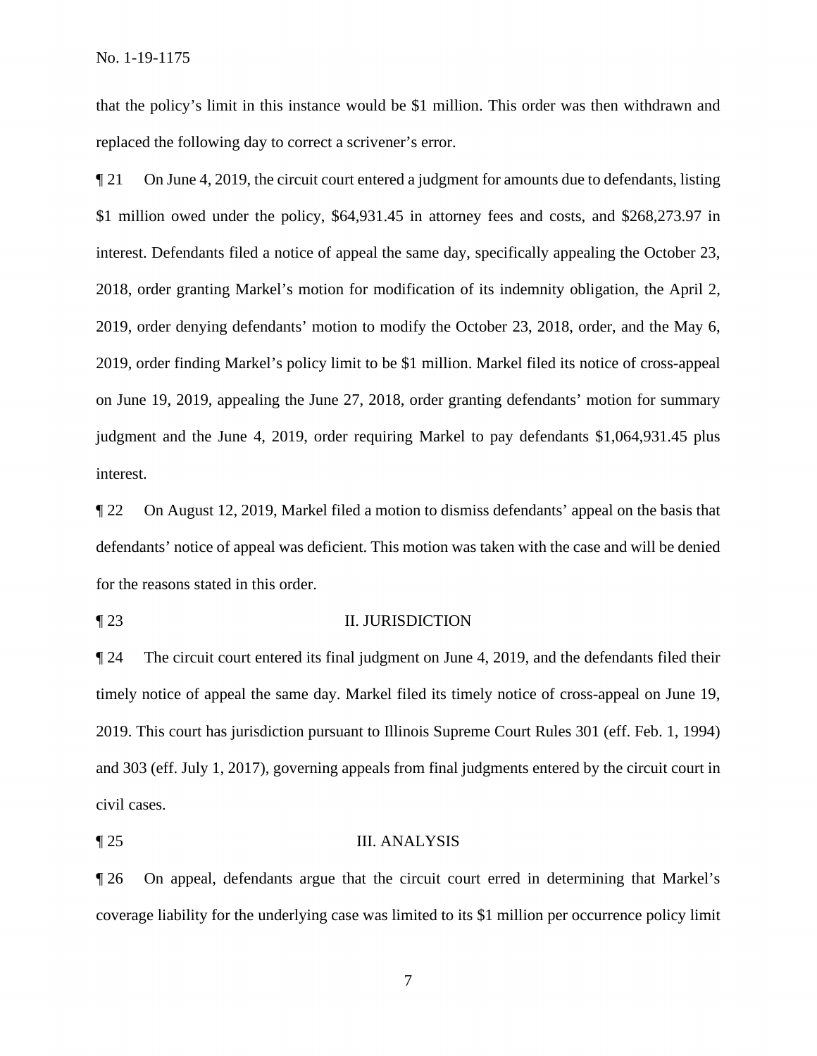that the policy's limit in this instance would be $1 million. This order was then withdrawn and replaced the following day to correct a scrivener's error.

¶ 21 On June 4, 2019, the circuit court entered a judgment for amounts due to defendants, listing $1 million owed under the policy, $64,931.45 in attorney fees and costs, and $268,273.97 in interest. Defendants filed a notice of appeal the same day, specifically appealing the October 23, 2018, order granting Markel's motion for modification of its indemnity obligation, the April 2, 2019, order denying defendants' motion to modify the October 23, 2018, order, and the May 6, 2019, order finding Markel's policy limit to be $1 million. Markel filed its notice of cross-appeal on June 19, 2019, appealing the June 27, 2018, order granting defendants' motion for summary judgment and the June 4, 2019, order requiring Markel to pay defendants $1,064,931.45 plus interest.

¶ 22 On August 12, 2019, Markel filed a motion to dismiss defendants' appeal on the basis that defendants' notice of appeal was deficient. This motion was taken with the case and will be denied for the reasons stated in this order.

## ¶ 23 II. JURISDICTION

¶ 24 The circuit court entered its final judgment on June 4, 2019, and the defendants filed their timely notice of appeal the same day. Markel filed its timely notice of cross-appeal on June 19, 2019. This court has jurisdiction pursuant to Illinois Supreme Court Rules 301 (eff. Feb. 1, 1994) and 303 (eff. July 1, 2017), governing appeals from final judgments entered by the circuit court in civil cases.

## ¶ 25 III. ANALYSIS

¶ 26 On appeal, defendants argue that the circuit court erred in determining that Markel's coverage liability for the underlying case was limited to its $1 million per occurrence policy limit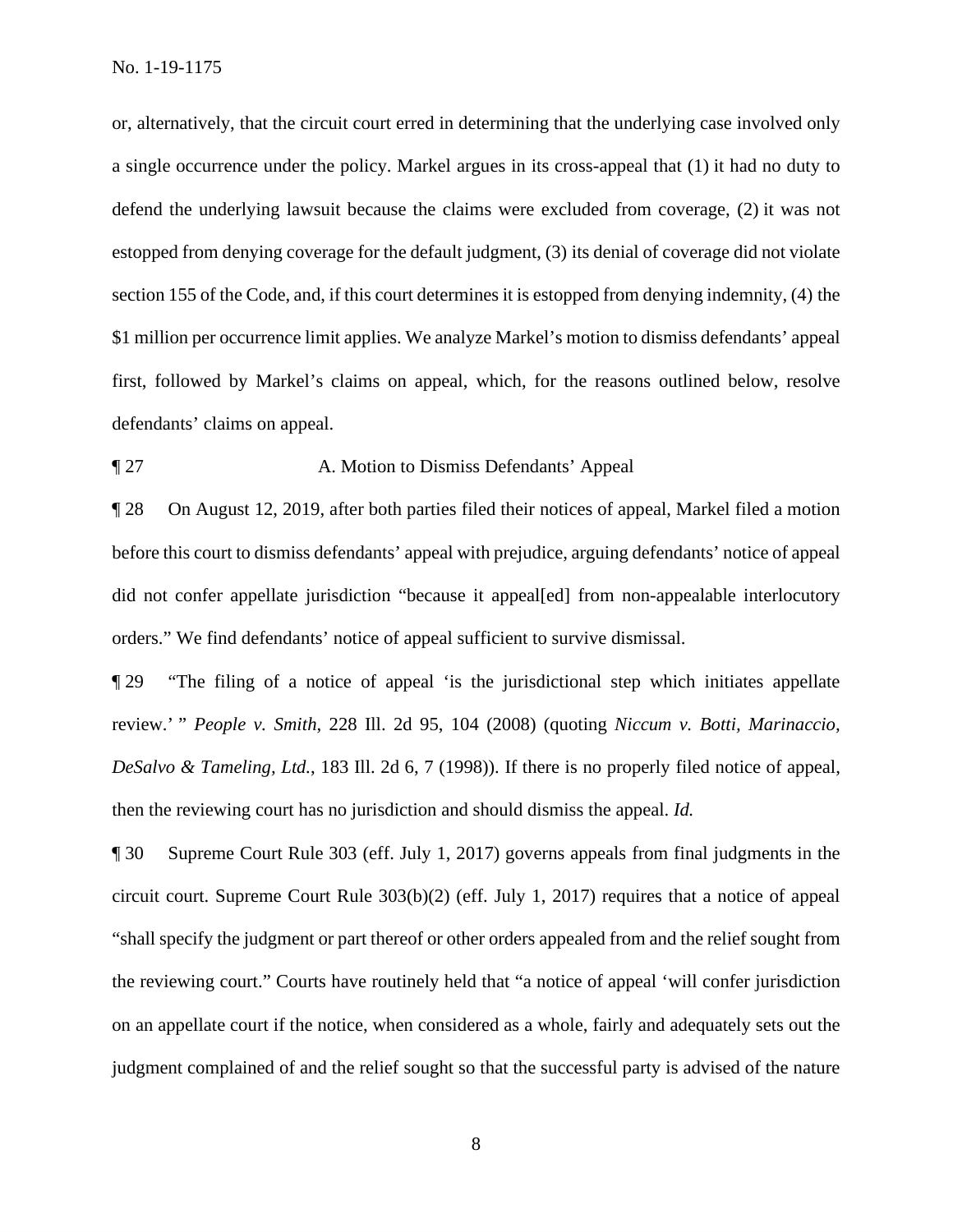or, alternatively, that the circuit court erred in determining that the underlying case involved only a single occurrence under the policy. Markel argues in its cross-appeal that (1) it had no duty to defend the underlying lawsuit because the claims were excluded from coverage, (2) it was not estopped from denying coverage for the default judgment, (3) its denial of coverage did not violate section 155 of the Code, and, if this court determines it is estopped from denying indemnity, (4) the $1 million per occurrence limit applies. We analyze Markel's motion to dismiss defendants' appeal first, followed by Markel's claims on appeal, which, for the reasons outlined below, resolve defendants' claims on appeal.

¶ 27 A. Motion to Dismiss Defendants' Appeal

¶ 28 On August 12, 2019, after both parties filed their notices of appeal, Markel filed a motion before this court to dismiss defendants' appeal with prejudice, arguing defendants' notice of appeal did not confer appellate jurisdiction "because it appeal[ed] from non-appealable interlocutory orders." We find defendants' notice of appeal sufficient to survive dismissal.

¶ 29 "The filing of a notice of appeal 'is the jurisdictional step which initiates appellate review.' " *People v. Smith*, 228 Ill. 2d 95, 104 (2008) (quoting *Niccum v. Botti, Marinaccio, DeSalvo & Tameling, Ltd.*, 183 Ill. 2d 6, 7 (1998)). If there is no properly filed notice of appeal, then the reviewing court has no jurisdiction and should dismiss the appeal. *Id.*

¶ 30 Supreme Court Rule 303 (eff. July 1, 2017) governs appeals from final judgments in the circuit court. Supreme Court Rule 303(b)(2) (eff. July 1, 2017) requires that a notice of appeal "shall specify the judgment or part thereof or other orders appealed from and the relief sought from the reviewing court." Courts have routinely held that "a notice of appeal 'will confer jurisdiction on an appellate court if the notice, when considered as a whole, fairly and adequately sets out the judgment complained of and the relief sought so that the successful party is advised of the nature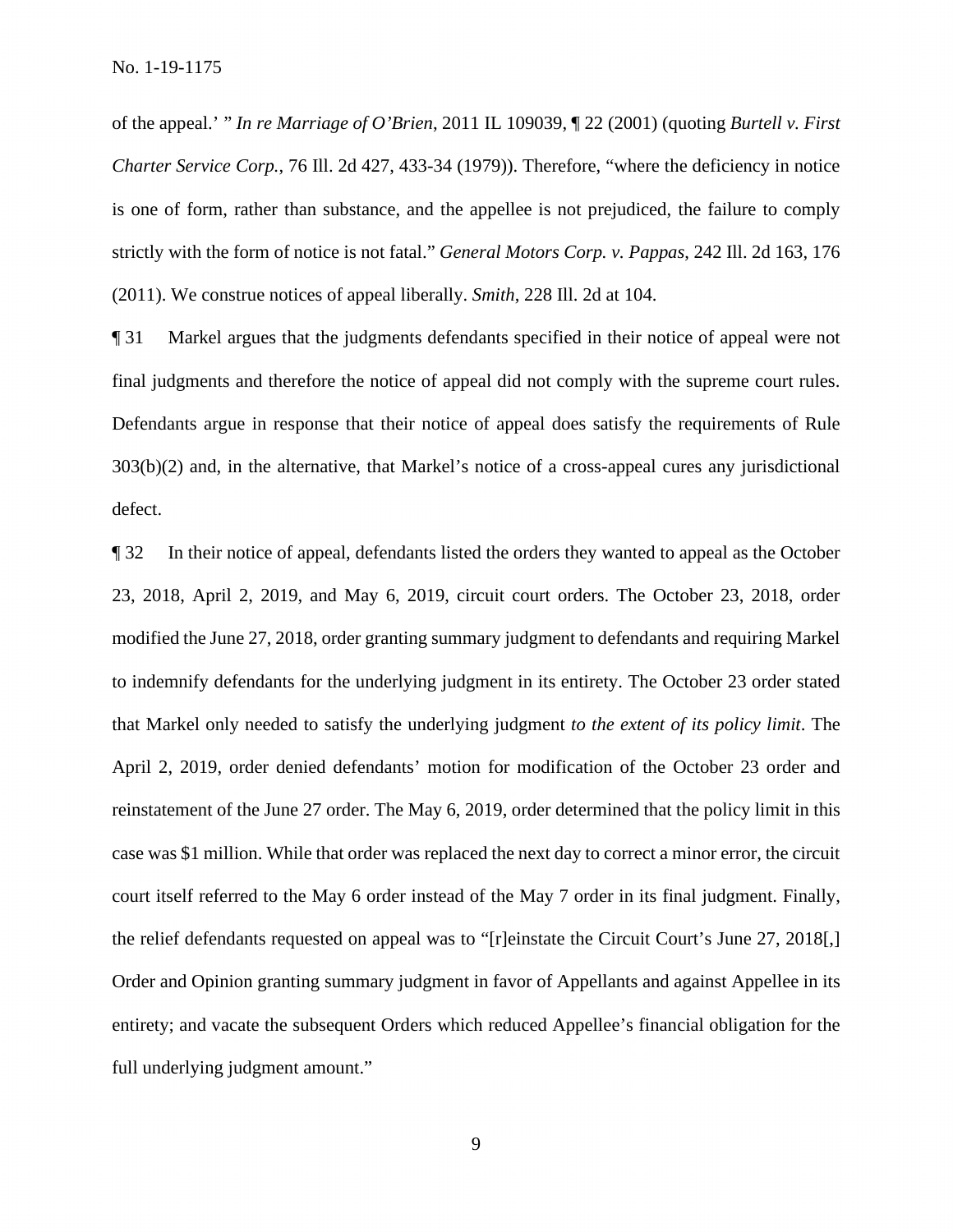of the appeal.' " *In re Marriage of O'Brien*, 2011 IL 109039, ¶ 22 (2001) (quoting *Burtell v. First Charter Service Corp.*, 76 Ill. 2d 427, 433-34 (1979)). Therefore, "where the deficiency in notice is one of form, rather than substance, and the appellee is not prejudiced, the failure to comply strictly with the form of notice is not fatal." *General Motors Corp. v. Pappas*, 242 Ill. 2d 163, 176 (2011). We construe notices of appeal liberally. *Smith*, 228 Ill. 2d at 104.

¶ 31 Markel argues that the judgments defendants specified in their notice of appeal were not final judgments and therefore the notice of appeal did not comply with the supreme court rules. Defendants argue in response that their notice of appeal does satisfy the requirements of Rule 303(b)(2) and, in the alternative, that Markel's notice of a cross-appeal cures any jurisdictional defect.

¶ 32 In their notice of appeal, defendants listed the orders they wanted to appeal as the October 23, 2018, April 2, 2019, and May 6, 2019, circuit court orders. The October 23, 2018, order modified the June 27, 2018, order granting summary judgment to defendants and requiring Markel to indemnify defendants for the underlying judgment in its entirety. The October 23 order stated that Markel only needed to satisfy the underlying judgment *to the extent of its policy limit*. The April 2, 2019, order denied defendants' motion for modification of the October 23 order and reinstatement of the June 27 order. The May 6, 2019, order determined that the policy limit in this case was $1 million. While that order was replaced the next day to correct a minor error, the circuit court itself referred to the May 6 order instead of the May 7 order in its final judgment. Finally, the relief defendants requested on appeal was to "[r]einstate the Circuit Court's June 27, 2018[,] Order and Opinion granting summary judgment in favor of Appellants and against Appellee in its entirety; and vacate the subsequent Orders which reduced Appellee's financial obligation for the full underlying judgment amount."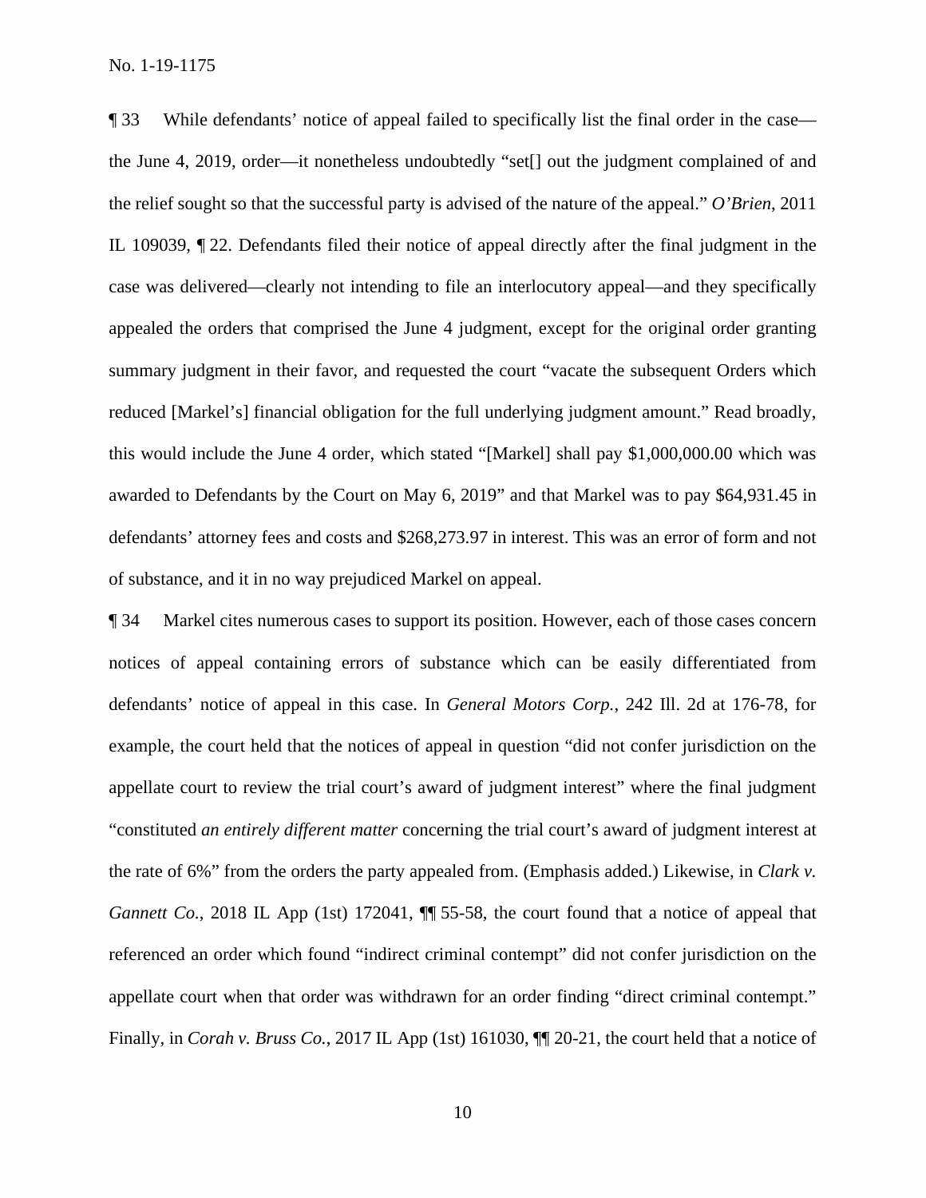¶ 33 While defendants' notice of appeal failed to specifically list the final order in the case—the June 4, 2019, order—it nonetheless undoubtedly "set[] out the judgment complained of and the relief sought so that the successful party is advised of the nature of the appeal." *O'Brien*, 2011 IL 109039, ¶ 22. Defendants filed their notice of appeal directly after the final judgment in the case was delivered—clearly not intending to file an interlocutory appeal—and they specifically appealed the orders that comprised the June 4 judgment, except for the original order granting summary judgment in their favor, and requested the court "vacate the subsequent Orders which reduced [Markel's] financial obligation for the full underlying judgment amount." Read broadly, this would include the June 4 order, which stated "[Markel] shall pay $1,000,000.00 which was awarded to Defendants by the Court on May 6, 2019" and that Markel was to pay $64,931.45 in defendants' attorney fees and costs and $268,273.97 in interest. This was an error of form and not of substance, and it in no way prejudiced Markel on appeal.

¶ 34 Markel cites numerous cases to support its position. However, each of those cases concern notices of appeal containing errors of substance which can be easily differentiated from defendants' notice of appeal in this case. In *General Motors Corp.*, 242 Ill. 2d at 176-78, for example, the court held that the notices of appeal in question "did not confer jurisdiction on the appellate court to review the trial court's award of judgment interest" where the final judgment "constituted *an entirely different matter* concerning the trial court's award of judgment interest at the rate of 6%" from the orders the party appealed from. (Emphasis added.) Likewise, in *Clark v. Gannett Co.*, 2018 IL App (1st) 172041, ¶¶ 55-58, the court found that a notice of appeal that referenced an order which found "indirect criminal contempt" did not confer jurisdiction on the appellate court when that order was withdrawn for an order finding "direct criminal contempt." Finally, in *Corah v. Bruss Co.*, 2017 IL App (1st) 161030, ¶¶ 20-21, the court held that a notice of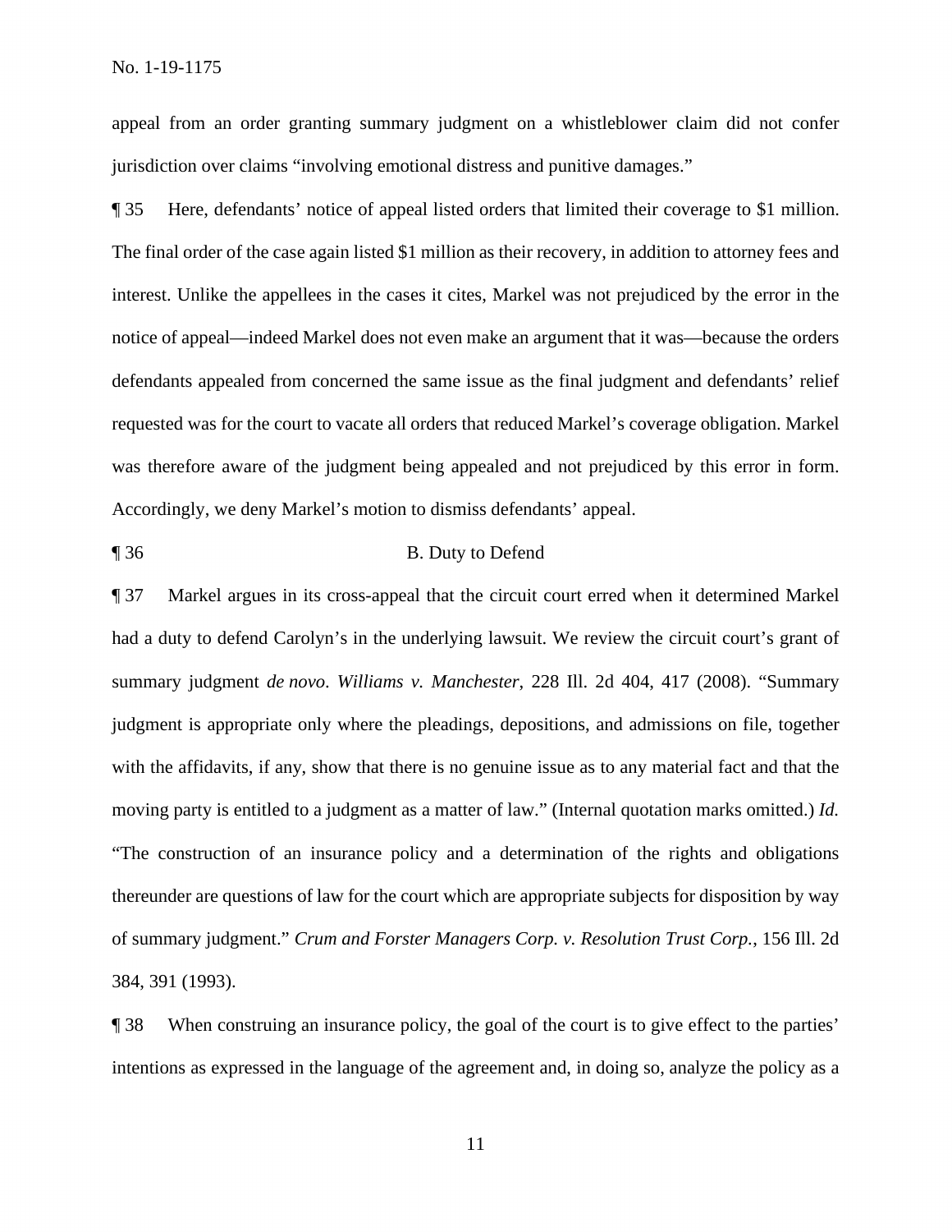appeal from an order granting summary judgment on a whistleblower claim did not confer jurisdiction over claims "involving emotional distress and punitive damages."

¶ 35 Here, defendants' notice of appeal listed orders that limited their coverage to $1 million. The final order of the case again listed $1 million as their recovery, in addition to attorney fees and interest. Unlike the appellees in the cases it cites, Markel was not prejudiced by the error in the notice of appeal—indeed Markel does not even make an argument that it was—because the orders defendants appealed from concerned the same issue as the final judgment and defendants' relief requested was for the court to vacate all orders that reduced Markel's coverage obligation. Markel was therefore aware of the judgment being appealed and not prejudiced by this error in form. Accordingly, we deny Markel's motion to dismiss defendants' appeal.

¶ 36 B. Duty to Defend

¶ 37 Markel argues in its cross-appeal that the circuit court erred when it determined Markel had a duty to defend Carolyn's in the underlying lawsuit. We review the circuit court's grant of summary judgment *de novo*. *Williams v. Manchester*, 228 Ill. 2d 404, 417 (2008). "Summary judgment is appropriate only where the pleadings, depositions, and admissions on file, together with the affidavits, if any, show that there is no genuine issue as to any material fact and that the moving party is entitled to a judgment as a matter of law." (Internal quotation marks omitted.) *Id.* "The construction of an insurance policy and a determination of the rights and obligations thereunder are questions of law for the court which are appropriate subjects for disposition by way of summary judgment." *Crum and Forster Managers Corp. v. Resolution Trust Corp.*, 156 Ill. 2d 384, 391 (1993).

¶ 38 When construing an insurance policy, the goal of the court is to give effect to the parties' intentions as expressed in the language of the agreement and, in doing so, analyze the policy as a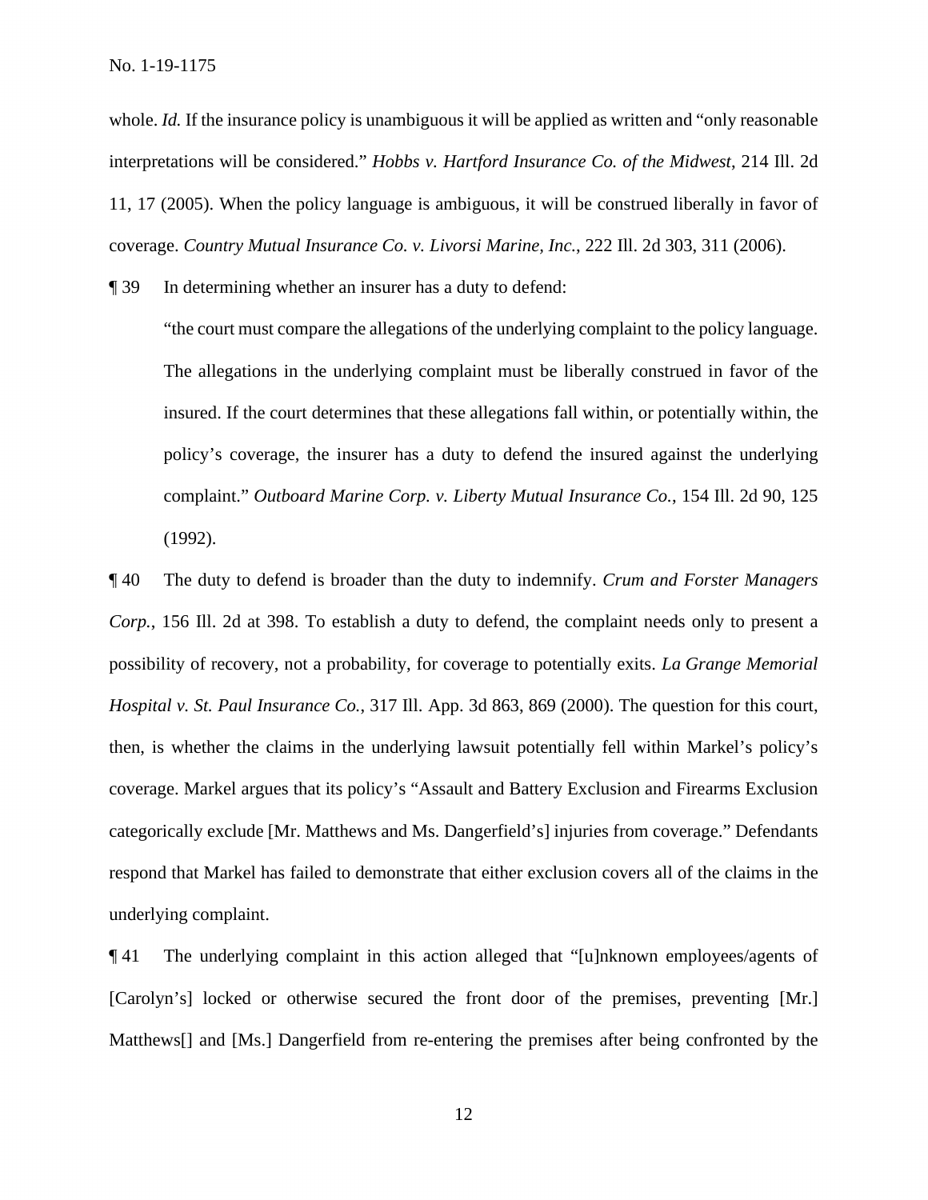whole. *Id.* If the insurance policy is unambiguous it will be applied as written and "only reasonable interpretations will be considered." *Hobbs v. Hartford Insurance Co. of the Midwest*, 214 Ill. 2d 11, 17 (2005). When the policy language is ambiguous, it will be construed liberally in favor of coverage. *Country Mutual Insurance Co. v. Livorsi Marine, Inc.*, 222 Ill. 2d 303, 311 (2006).

¶ 39 In determining whether an insurer has a duty to defend:

> "the court must compare the allegations of the underlying complaint to the policy language. The allegations in the underlying complaint must be liberally construed in favor of the insured. If the court determines that these allegations fall within, or potentially within, the policy's coverage, the insurer has a duty to defend the insured against the underlying complaint." *Outboard Marine Corp. v. Liberty Mutual Insurance Co.*, 154 Ill. 2d 90, 125 (1992).

¶ 40 The duty to defend is broader than the duty to indemnify. *Crum and Forster Managers Corp.*, 156 Ill. 2d at 398. To establish a duty to defend, the complaint needs only to present a possibility of recovery, not a probability, for coverage to potentially exits. *La Grange Memorial Hospital v. St. Paul Insurance Co.*, 317 Ill. App. 3d 863, 869 (2000). The question for this court, then, is whether the claims in the underlying lawsuit potentially fell within Markel's policy's coverage. Markel argues that its policy's "Assault and Battery Exclusion and Firearms Exclusion categorically exclude [Mr. Matthews and Ms. Dangerfield's] injuries from coverage." Defendants respond that Markel has failed to demonstrate that either exclusion covers all of the claims in the underlying complaint.

¶ 41 The underlying complaint in this action alleged that "[u]nknown employees/agents of [Carolyn's] locked or otherwise secured the front door of the premises, preventing [Mr.] Matthews[] and [Ms.] Dangerfield from re-entering the premises after being confronted by the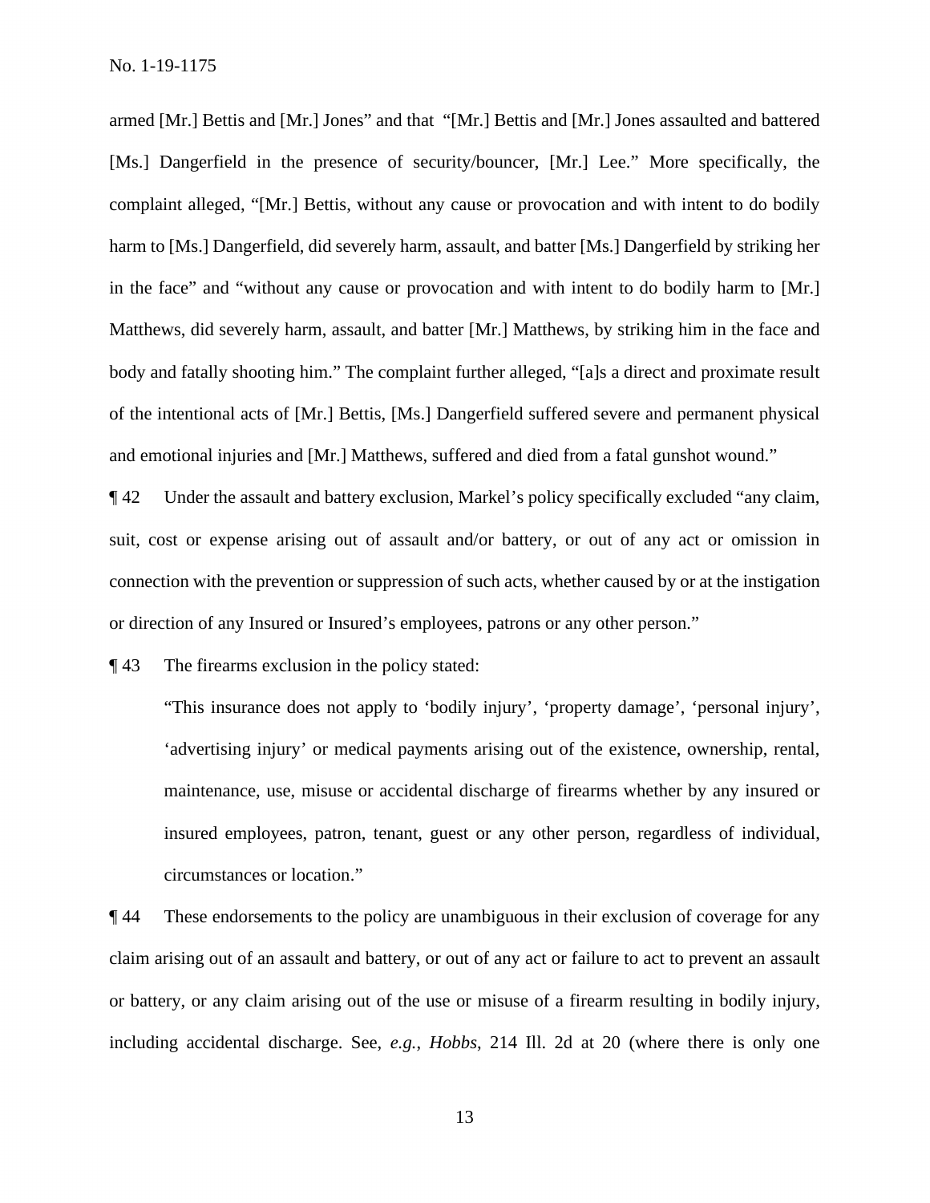armed [Mr.] Bettis and [Mr.] Jones" and that "[Mr.] Bettis and [Mr.] Jones assaulted and battered [Ms.] Dangerfield in the presence of security/bouncer, [Mr.] Lee." More specifically, the complaint alleged, "[Mr.] Bettis, without any cause or provocation and with intent to do bodily harm to [Ms.] Dangerfield, did severely harm, assault, and batter [Ms.] Dangerfield by striking her in the face" and "without any cause or provocation and with intent to do bodily harm to [Mr.] Matthews, did severely harm, assault, and batter [Mr.] Matthews, by striking him in the face and body and fatally shooting him." The complaint further alleged, "[a]s a direct and proximate result of the intentional acts of [Mr.] Bettis, [Ms.] Dangerfield suffered severe and permanent physical and emotional injuries and [Mr.] Matthews, suffered and died from a fatal gunshot wound."

¶ 42 Under the assault and battery exclusion, Markel's policy specifically excluded "any claim, suit, cost or expense arising out of assault and/or battery, or out of any act or omission in connection with the prevention or suppression of such acts, whether caused by or at the instigation or direction of any Insured or Insured's employees, patrons or any other person."

¶ 43 The firearms exclusion in the policy stated:

> "This insurance does not apply to 'bodily injury', 'property damage', 'personal injury', 'advertising injury' or medical payments arising out of the existence, ownership, rental, maintenance, use, misuse or accidental discharge of firearms whether by any insured or insured employees, patron, tenant, guest or any other person, regardless of individual, circumstances or location."

¶ 44 These endorsements to the policy are unambiguous in their exclusion of coverage for any claim arising out of an assault and battery, or out of any act or failure to act to prevent an assault or battery, or any claim arising out of the use or misuse of a firearm resulting in bodily injury, including accidental discharge. See, *e.g.*, *Hobbs*, 214 Ill. 2d at 20 (where there is only one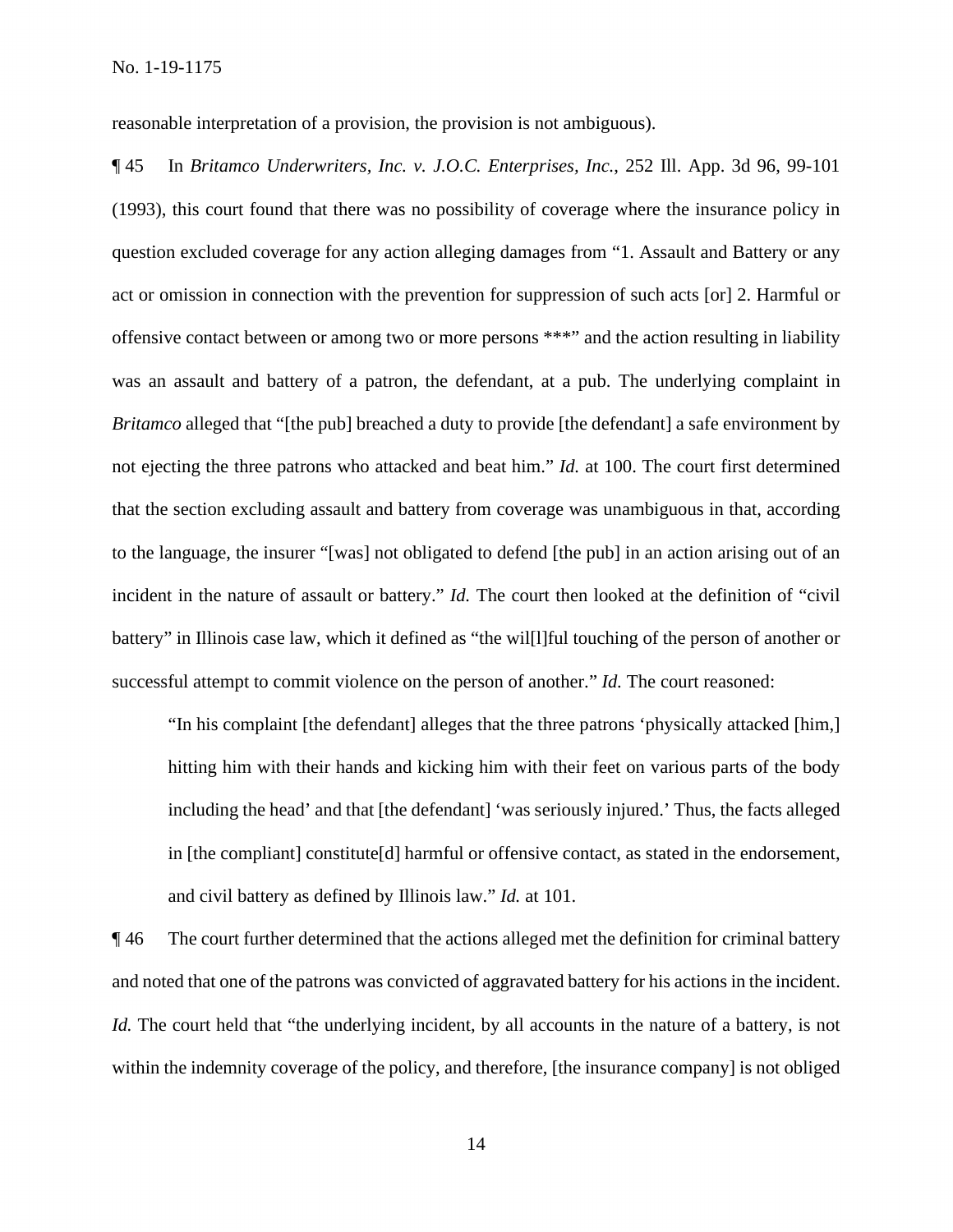reasonable interpretation of a provision, the provision is not ambiguous).

¶ 45 In *Britamco Underwriters, Inc. v. J.O.C. Enterprises, Inc.*, 252 Ill. App. 3d 96, 99-101 (1993), this court found that there was no possibility of coverage where the insurance policy in question excluded coverage for any action alleging damages from "1. Assault and Battery or any act or omission in connection with the prevention for suppression of such acts [or] 2. Harmful or offensive contact between or among two or more persons ***" and the action resulting in liability was an assault and battery of a patron, the defendant, at a pub. The underlying complaint in *Britamco* alleged that "[the pub] breached a duty to provide [the defendant] a safe environment by not ejecting the three patrons who attacked and beat him." *Id.* at 100. The court first determined that the section excluding assault and battery from coverage was unambiguous in that, according to the language, the insurer "[was] not obligated to defend [the pub] in an action arising out of an incident in the nature of assault or battery." *Id.* The court then looked at the definition of "civil battery" in Illinois case law, which it defined as "the wil[l]ful touching of the person of another or successful attempt to commit violence on the person of another." *Id.* The court reasoned:

> "In his complaint [the defendant] alleges that the three patrons 'physically attacked [him,] hitting him with their hands and kicking him with their feet on various parts of the body including the head' and that [the defendant] 'was seriously injured.' Thus, the facts alleged in [the compliant] constitute[d] harmful or offensive contact, as stated in the endorsement, and civil battery as defined by Illinois law." *Id.* at 101.

¶ 46 The court further determined that the actions alleged met the definition for criminal battery and noted that one of the patrons was convicted of aggravated battery for his actions in the incident. *Id.* The court held that "the underlying incident, by all accounts in the nature of a battery, is not within the indemnity coverage of the policy, and therefore, [the insurance company] is not obliged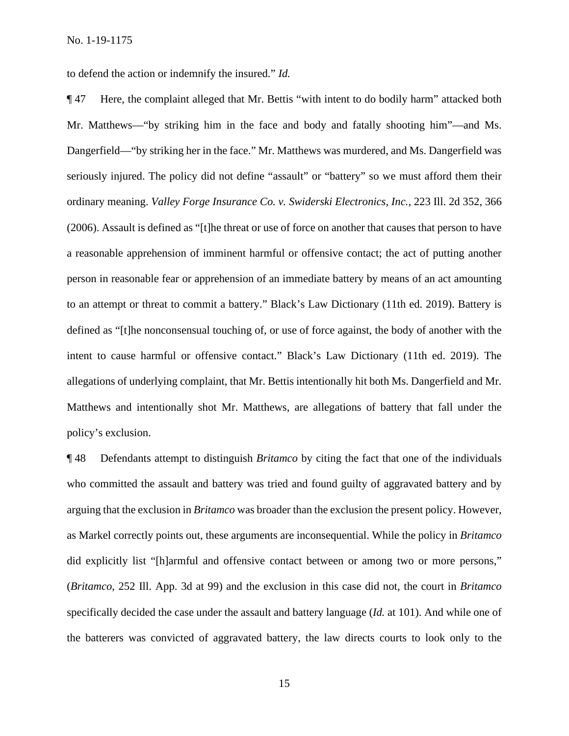to defend the action or indemnify the insured." *Id.*

¶ 47 Here, the complaint alleged that Mr. Bettis "with intent to do bodily harm" attacked both Mr. Matthews—"by striking him in the face and body and fatally shooting him"—and Ms. Dangerfield—"by striking her in the face." Mr. Matthews was murdered, and Ms. Dangerfield was seriously injured. The policy did not define "assault" or "battery" so we must afford them their ordinary meaning. *Valley Forge Insurance Co. v. Swiderski Electronics, Inc.*, 223 Ill. 2d 352, 366 (2006). Assault is defined as "[t]he threat or use of force on another that causes that person to have a reasonable apprehension of imminent harmful or offensive contact; the act of putting another person in reasonable fear or apprehension of an immediate battery by means of an act amounting to an attempt or threat to commit a battery." Black's Law Dictionary (11th ed. 2019). Battery is defined as "[t]he nonconsensual touching of, or use of force against, the body of another with the intent to cause harmful or offensive contact." Black's Law Dictionary (11th ed. 2019). The allegations of underlying complaint, that Mr. Bettis intentionally hit both Ms. Dangerfield and Mr. Matthews and intentionally shot Mr. Matthews, are allegations of battery that fall under the policy's exclusion.

¶ 48 Defendants attempt to distinguish *Britamco* by citing the fact that one of the individuals who committed the assault and battery was tried and found guilty of aggravated battery and by arguing that the exclusion in *Britamco* was broader than the exclusion the present policy. However, as Markel correctly points out, these arguments are inconsequential. While the policy in *Britamco* did explicitly list "[h]armful and offensive contact between or among two or more persons," (*Britamco*, 252 Ill. App. 3d at 99) and the exclusion in this case did not, the court in *Britamco* specifically decided the case under the assault and battery language (*Id.* at 101). And while one of the batterers was convicted of aggravated battery, the law directs courts to look only to the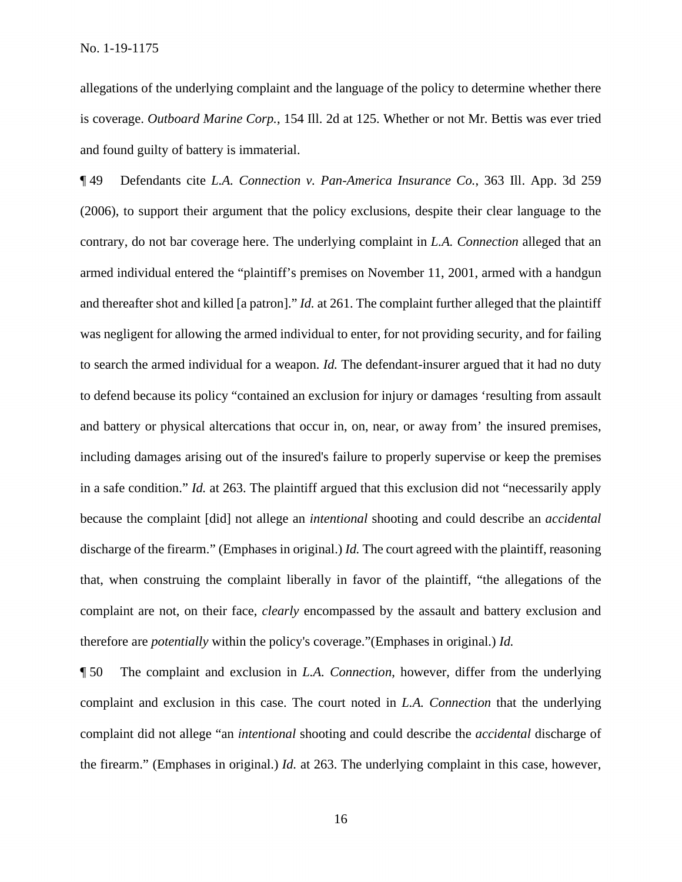allegations of the underlying complaint and the language of the policy to determine whether there is coverage. *Outboard Marine Corp.*, 154 Ill. 2d at 125. Whether or not Mr. Bettis was ever tried and found guilty of battery is immaterial.

¶ 49 Defendants cite *L.A. Connection v. Pan-America Insurance Co.*, 363 Ill. App. 3d 259 (2006), to support their argument that the policy exclusions, despite their clear language to the contrary, do not bar coverage here. The underlying complaint in *L.A. Connection* alleged that an armed individual entered the "plaintiff's premises on November 11, 2001, armed with a handgun and thereafter shot and killed [a patron]." *Id.* at 261. The complaint further alleged that the plaintiff was negligent for allowing the armed individual to enter, for not providing security, and for failing to search the armed individual for a weapon. *Id.* The defendant-insurer argued that it had no duty to defend because its policy "contained an exclusion for injury or damages 'resulting from assault and battery or physical altercations that occur in, on, near, or away from' the insured premises, including damages arising out of the insured's failure to properly supervise or keep the premises in a safe condition." *Id.* at 263. The plaintiff argued that this exclusion did not "necessarily apply because the complaint [did] not allege an *intentional* shooting and could describe an *accidental* discharge of the firearm." (Emphases in original.) *Id.* The court agreed with the plaintiff, reasoning that, when construing the complaint liberally in favor of the plaintiff, "the allegations of the complaint are not, on their face, *clearly* encompassed by the assault and battery exclusion and therefore are *potentially* within the policy's coverage."(Emphases in original.) *Id.*

¶ 50 The complaint and exclusion in *L.A. Connection*, however, differ from the underlying complaint and exclusion in this case. The court noted in *L.A. Connection* that the underlying complaint did not allege "an *intentional* shooting and could describe the *accidental* discharge of the firearm." (Emphases in original.) *Id.* at 263. The underlying complaint in this case, however,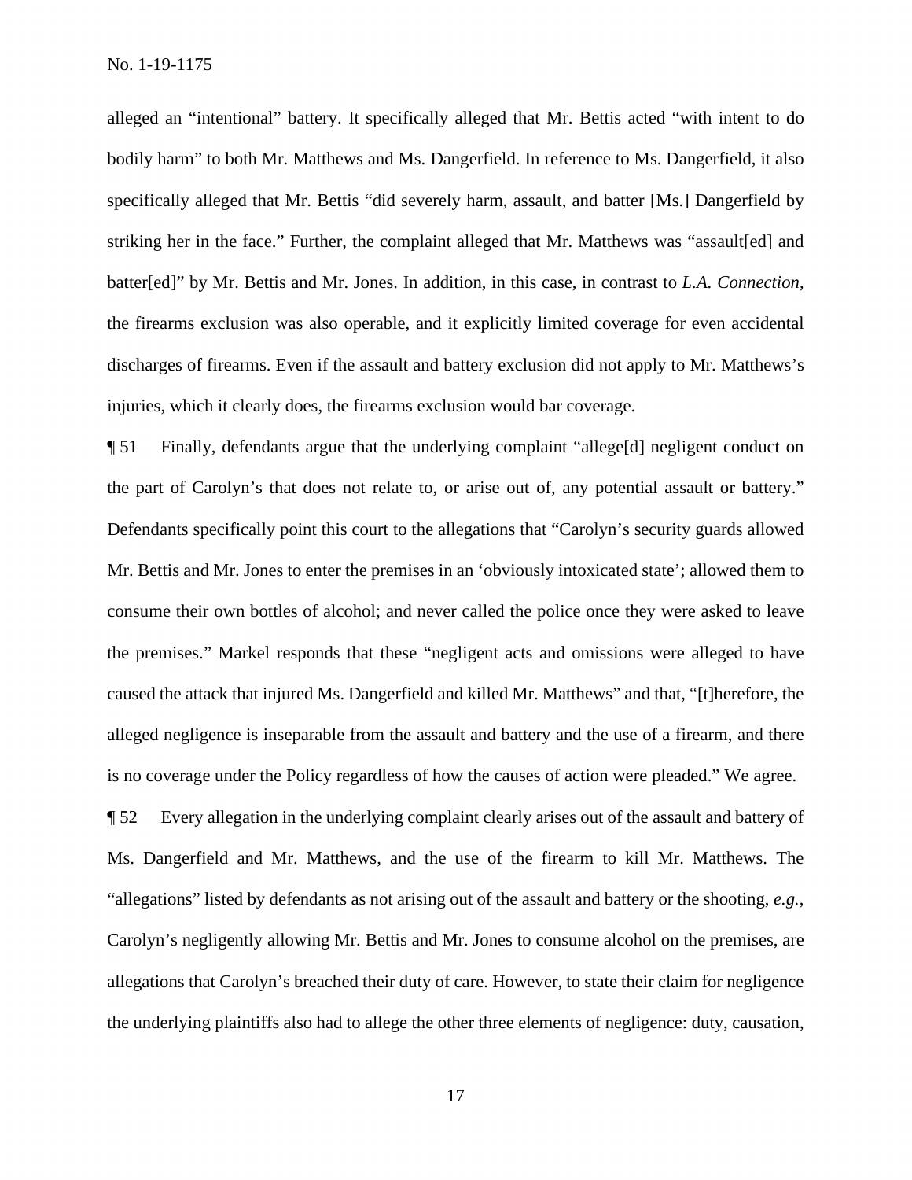alleged an "intentional" battery. It specifically alleged that Mr. Bettis acted "with intent to do bodily harm" to both Mr. Matthews and Ms. Dangerfield. In reference to Ms. Dangerfield, it also specifically alleged that Mr. Bettis "did severely harm, assault, and batter [Ms.] Dangerfield by striking her in the face." Further, the complaint alleged that Mr. Matthews was "assault[ed] and batter[ed]" by Mr. Bettis and Mr. Jones. In addition, in this case, in contrast to *L.A. Connection*, the firearms exclusion was also operable, and it explicitly limited coverage for even accidental discharges of firearms. Even if the assault and battery exclusion did not apply to Mr. Matthews's injuries, which it clearly does, the firearms exclusion would bar coverage.

¶ 51 Finally, defendants argue that the underlying complaint "allege[d] negligent conduct on the part of Carolyn's that does not relate to, or arise out of, any potential assault or battery." Defendants specifically point this court to the allegations that "Carolyn's security guards allowed Mr. Bettis and Mr. Jones to enter the premises in an 'obviously intoxicated state'; allowed them to consume their own bottles of alcohol; and never called the police once they were asked to leave the premises." Markel responds that these "negligent acts and omissions were alleged to have caused the attack that injured Ms. Dangerfield and killed Mr. Matthews" and that, "[t]herefore, the alleged negligence is inseparable from the assault and battery and the use of a firearm, and there is no coverage under the Policy regardless of how the causes of action were pleaded." We agree.

¶ 52 Every allegation in the underlying complaint clearly arises out of the assault and battery of Ms. Dangerfield and Mr. Matthews, and the use of the firearm to kill Mr. Matthews. The "allegations" listed by defendants as not arising out of the assault and battery or the shooting, *e.g.*, Carolyn's negligently allowing Mr. Bettis and Mr. Jones to consume alcohol on the premises, are allegations that Carolyn's breached their duty of care. However, to state their claim for negligence the underlying plaintiffs also had to allege the other three elements of negligence: duty, causation,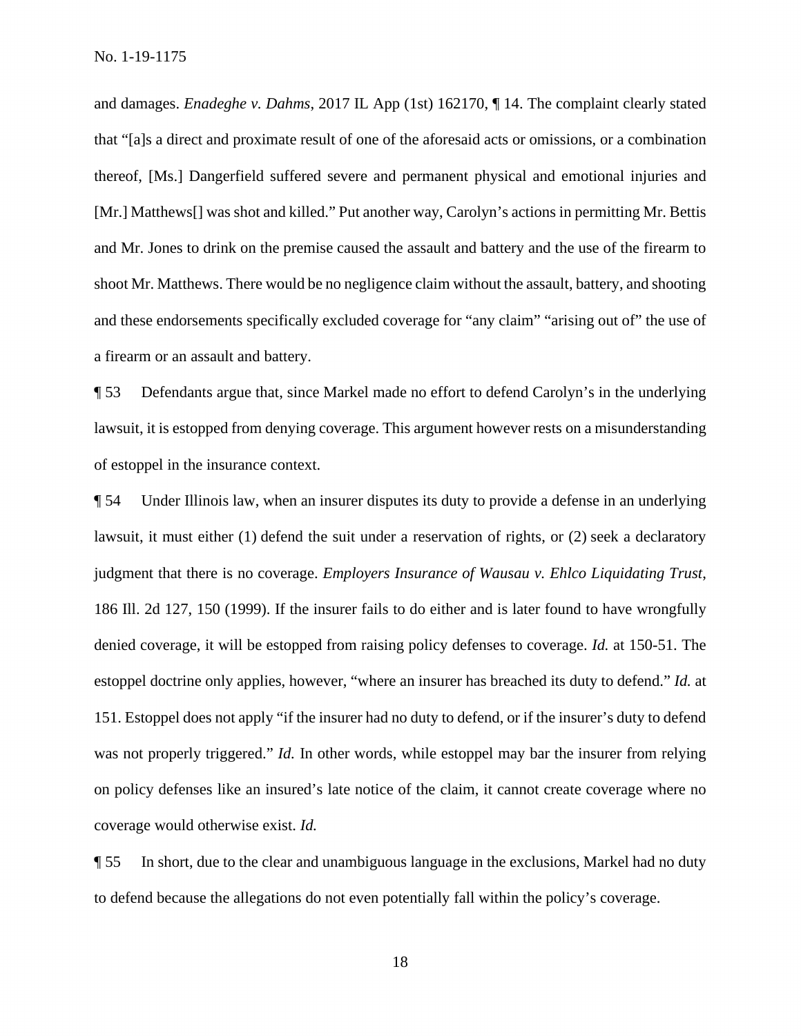and damages. *Enadeghe v. Dahms*, 2017 IL App (1st) 162170, ¶ 14. The complaint clearly stated that "[a]s a direct and proximate result of one of the aforesaid acts or omissions, or a combination thereof, [Ms.] Dangerfield suffered severe and permanent physical and emotional injuries and [Mr.] Matthews[] was shot and killed." Put another way, Carolyn's actions in permitting Mr. Bettis and Mr. Jones to drink on the premise caused the assault and battery and the use of the firearm to shoot Mr. Matthews. There would be no negligence claim without the assault, battery, and shooting and these endorsements specifically excluded coverage for "any claim" "arising out of" the use of a firearm or an assault and battery.

¶ 53 Defendants argue that, since Markel made no effort to defend Carolyn's in the underlying lawsuit, it is estopped from denying coverage. This argument however rests on a misunderstanding of estoppel in the insurance context.

¶ 54 Under Illinois law, when an insurer disputes its duty to provide a defense in an underlying lawsuit, it must either (1) defend the suit under a reservation of rights, or (2) seek a declaratory judgment that there is no coverage. *Employers Insurance of Wausau v. Ehlco Liquidating Trust*, 186 Ill. 2d 127, 150 (1999). If the insurer fails to do either and is later found to have wrongfully denied coverage, it will be estopped from raising policy defenses to coverage. *Id.* at 150-51. The estoppel doctrine only applies, however, "where an insurer has breached its duty to defend." *Id.* at 151. Estoppel does not apply "if the insurer had no duty to defend, or if the insurer's duty to defend was not properly triggered." *Id.* In other words, while estoppel may bar the insurer from relying on policy defenses like an insured's late notice of the claim, it cannot create coverage where no coverage would otherwise exist. *Id.*

¶ 55 In short, due to the clear and unambiguous language in the exclusions, Markel had no duty to defend because the allegations do not even potentially fall within the policy's coverage.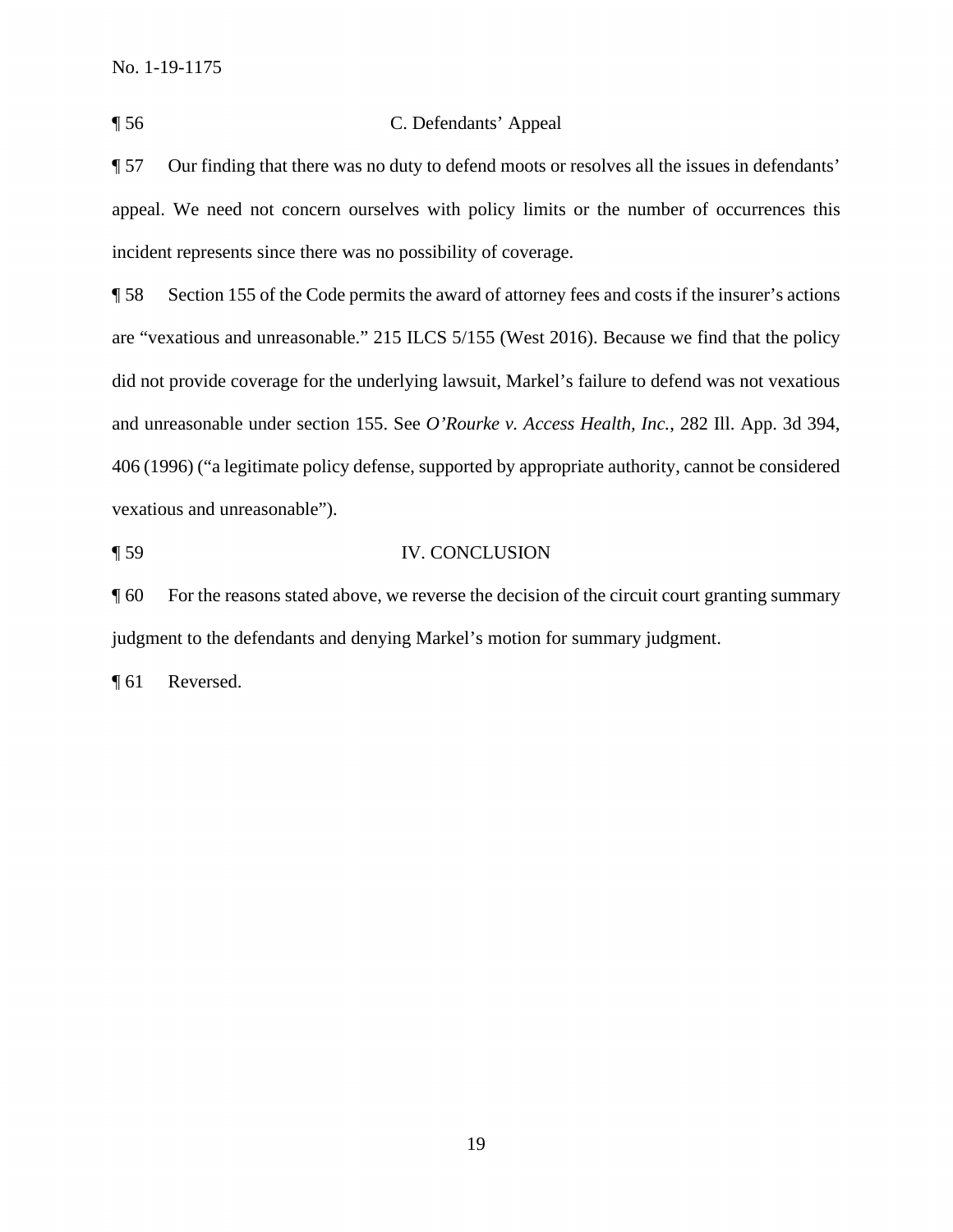¶ 56 C. Defendants' Appeal

¶ 57 Our finding that there was no duty to defend moots or resolves all the issues in defendants' appeal. We need not concern ourselves with policy limits or the number of occurrences this incident represents since there was no possibility of coverage.

¶ 58 Section 155 of the Code permits the award of attorney fees and costs if the insurer's actions are "vexatious and unreasonable." 215 ILCS 5/155 (West 2016). Because we find that the policy did not provide coverage for the underlying lawsuit, Markel's failure to defend was not vexatious and unreasonable under section 155. See *O'Rourke v. Access Health, Inc.*, 282 Ill. App. 3d 394, 406 (1996) ("a legitimate policy defense, supported by appropriate authority, cannot be considered vexatious and unreasonable").

¶ 59 IV. CONCLUSION

¶ 60 For the reasons stated above, we reverse the decision of the circuit court granting summary judgment to the defendants and denying Markel's motion for summary judgment.

¶ 61 Reversed.